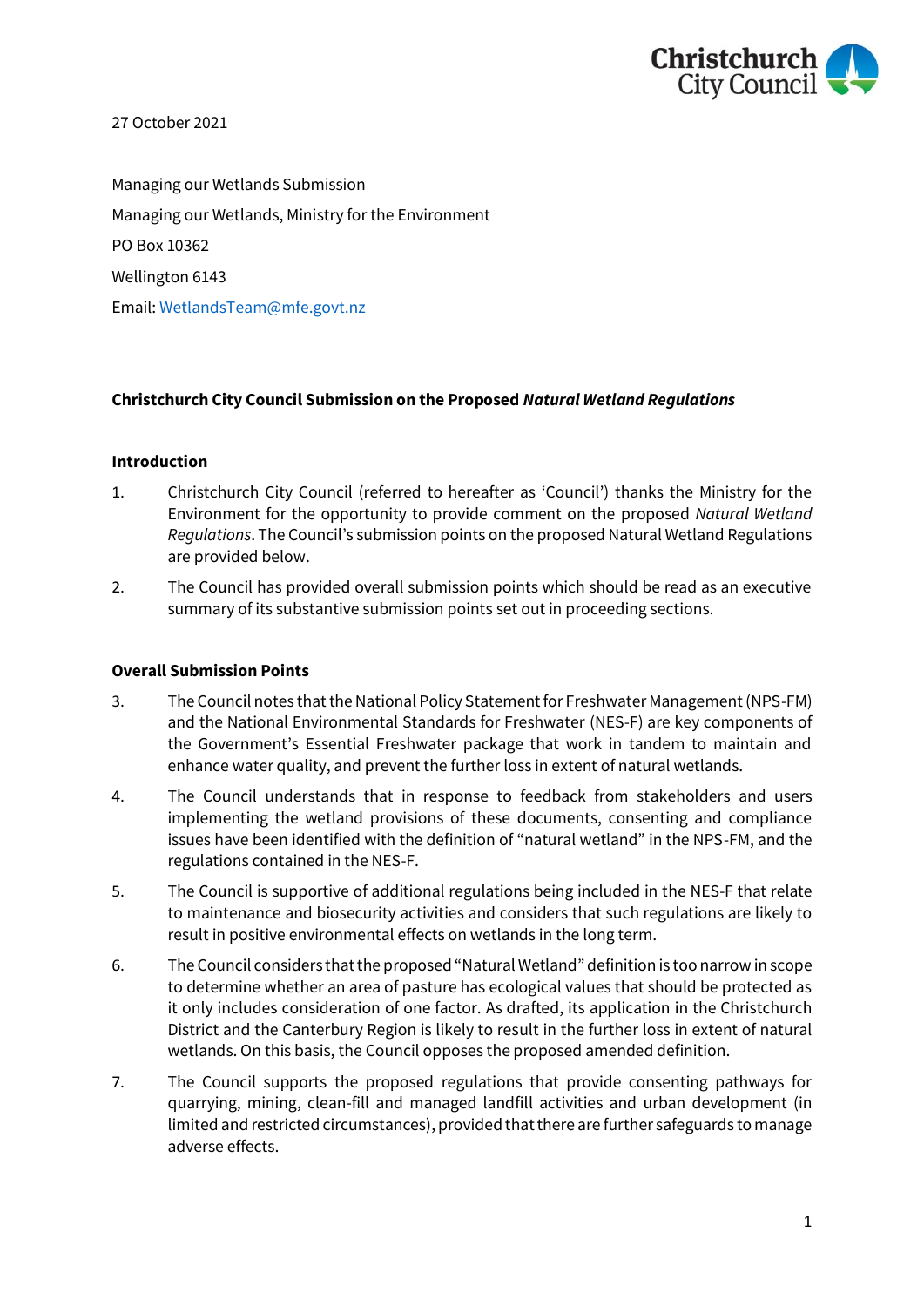27 October 2021

Managing our Wetlands Submission
Managing our Wetlands, Ministry for the Environment
PO Box 10362
Wellington 6143
Email: [WetlandsTeam@mfe.govt.nz](mailto:WetlandsTeam@mfe.govt.nz)

**Christchurch City Council Submission on the Proposed *Natural Wetland Regulations***

**Introduction**

1. Christchurch City Council (referred to hereafter as 'Council') thanks the Ministry for the Environment for the opportunity to provide comment on the proposed *Natural Wetland Regulations*. The Council's submission points on the proposed Natural Wetland Regulations are provided below.

2. The Council has provided overall submission points which should be read as an executive summary of its substantive submission points set out in proceeding sections.

**Overall Submission Points**

3. The Council notes that the National Policy Statement for Freshwater Management (NPS-FM) and the National Environmental Standards for Freshwater (NES-F) are key components of the Government's Essential Freshwater package that work in tandem to maintain and enhance water quality, and prevent the further loss in extent of natural wetlands.

4. The Council understands that in response to feedback from stakeholders and users implementing the wetland provisions of these documents, consenting and compliance issues have been identified with the definition of "natural wetland" in the NPS-FM, and the regulations contained in the NES-F.

5. The Council is supportive of additional regulations being included in the NES-F that relate to maintenance and biosecurity activities and considers that such regulations are likely to result in positive environmental effects on wetlands in the long term.

6. The Council considers that the proposed "Natural Wetland" definition is too narrow in scope to determine whether an area of pasture has ecological values that should be protected as it only includes consideration of one factor. As drafted, its application in the Christchurch District and the Canterbury Region is likely to result in the further loss in extent of natural wetlands. On this basis, the Council opposes the proposed amended definition.

7. The Council supports the proposed regulations that provide consenting pathways for quarrying, mining, clean-fill and managed landfill activities and urban development (in limited and restricted circumstances), provided that there are further safeguards to manage adverse effects.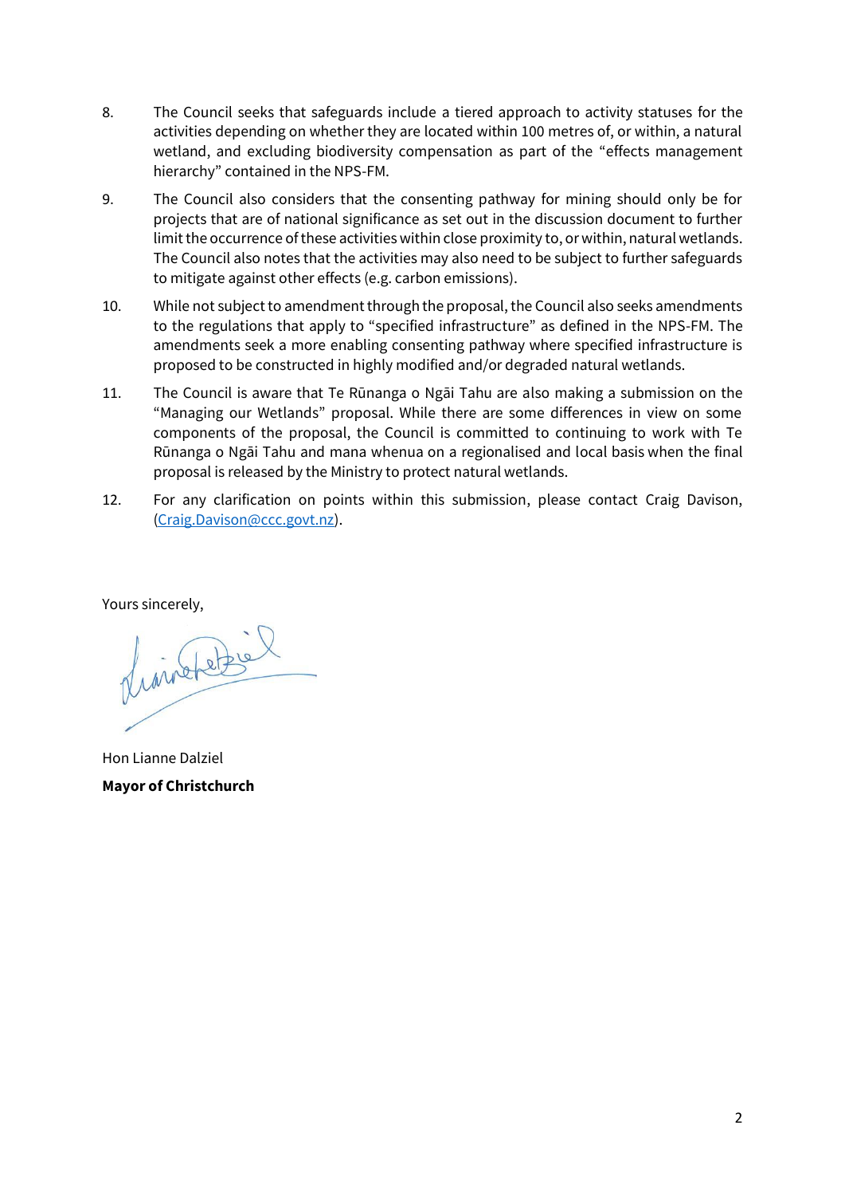8. The Council seeks that safeguards include a tiered approach to activity statuses for the activities depending on whether they are located within 100 metres of, or within, a natural wetland, and excluding biodiversity compensation as part of the "effects management hierarchy" contained in the NPS-FM.

9. The Council also considers that the consenting pathway for mining should only be for projects that are of national significance as set out in the discussion document to further limit the occurrence of these activities within close proximity to, or within, natural wetlands. The Council also notes that the activities may also need to be subject to further safeguards to mitigate against other effects (e.g. carbon emissions).

10. While not subject to amendment through the proposal, the Council also seeks amendments to the regulations that apply to "specified infrastructure" as defined in the NPS-FM. The amendments seek a more enabling consenting pathway where specified infrastructure is proposed to be constructed in highly modified and/or degraded natural wetlands.

11. The Council is aware that Te Rūnanga o Ngāi Tahu are also making a submission on the "Managing our Wetlands" proposal. While there are some differences in view on some components of the proposal, the Council is committed to continuing to work with Te Rūnanga o Ngāi Tahu and mana whenua on a regionalised and local basis when the final proposal is released by the Ministry to protect natural wetlands.

12. For any clarification on points within this submission, please contact Craig Davison, (Craig.Davison@ccc.govt.nz).

Yours sincerely,

Hon Lianne Dalziel

**Mayor of Christchurch**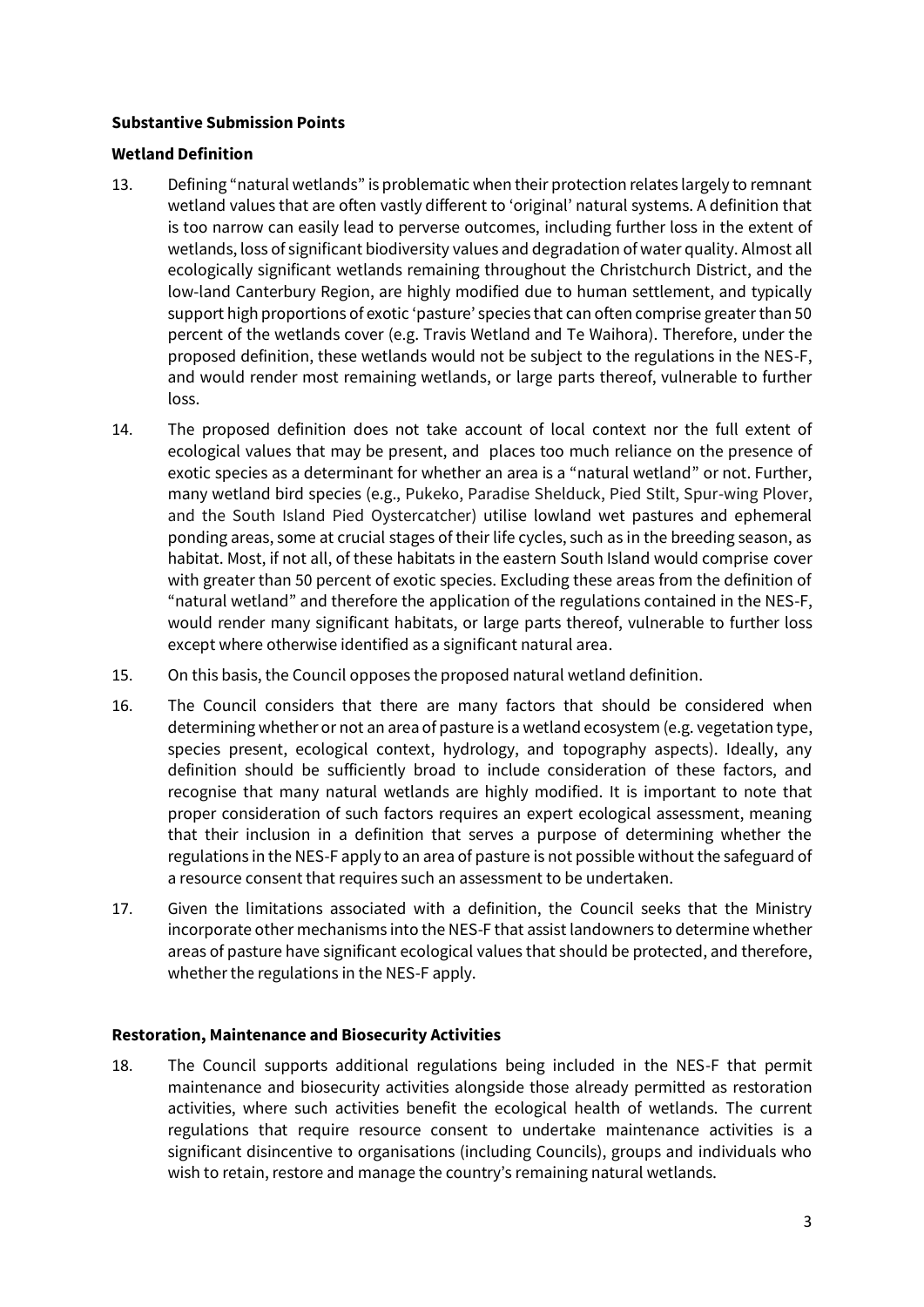**Substantive Submission Points**

**Wetland Definition**

13. Defining "natural wetlands" is problematic when their protection relates largely to remnant wetland values that are often vastly different to 'original' natural systems. A definition that is too narrow can easily lead to perverse outcomes, including further loss in the extent of wetlands, loss of significant biodiversity values and degradation of water quality. Almost all ecologically significant wetlands remaining throughout the Christchurch District, and the low-land Canterbury Region, are highly modified due to human settlement, and typically support high proportions of exotic 'pasture' species that can often comprise greater than 50 percent of the wetlands cover (e.g. Travis Wetland and Te Waihora). Therefore, under the proposed definition, these wetlands would not be subject to the regulations in the NES-F, and would render most remaining wetlands, or large parts thereof, vulnerable to further loss.

14. The proposed definition does not take account of local context nor the full extent of ecological values that may be present, and places too much reliance on the presence of exotic species as a determinant for whether an area is a "natural wetland" or not. Further, many wetland bird species (e.g., Pukeko, Paradise Shelduck, Pied Stilt, Spur-wing Plover, and the South Island Pied Oystercatcher) utilise lowland wet pastures and ephemeral ponding areas, some at crucial stages of their life cycles, such as in the breeding season, as habitat. Most, if not all, of these habitats in the eastern South Island would comprise cover with greater than 50 percent of exotic species. Excluding these areas from the definition of "natural wetland" and therefore the application of the regulations contained in the NES-F, would render many significant habitats, or large parts thereof, vulnerable to further loss except where otherwise identified as a significant natural area.

15. On this basis, the Council opposes the proposed natural wetland definition.

16. The Council considers that there are many factors that should be considered when determining whether or not an area of pasture is a wetland ecosystem (e.g. vegetation type, species present, ecological context, hydrology, and topography aspects). Ideally, any definition should be sufficiently broad to include consideration of these factors, and recognise that many natural wetlands are highly modified. It is important to note that proper consideration of such factors requires an expert ecological assessment, meaning that their inclusion in a definition that serves a purpose of determining whether the regulations in the NES-F apply to an area of pasture is not possible without the safeguard of a resource consent that requires such an assessment to be undertaken.

17. Given the limitations associated with a definition, the Council seeks that the Ministry incorporate other mechanisms into the NES-F that assist landowners to determine whether areas of pasture have significant ecological values that should be protected, and therefore, whether the regulations in the NES-F apply.

**Restoration, Maintenance and Biosecurity Activities**

18. The Council supports additional regulations being included in the NES-F that permit maintenance and biosecurity activities alongside those already permitted as restoration activities, where such activities benefit the ecological health of wetlands. The current regulations that require resource consent to undertake maintenance activities is a significant disincentive to organisations (including Councils), groups and individuals who wish to retain, restore and manage the country's remaining natural wetlands.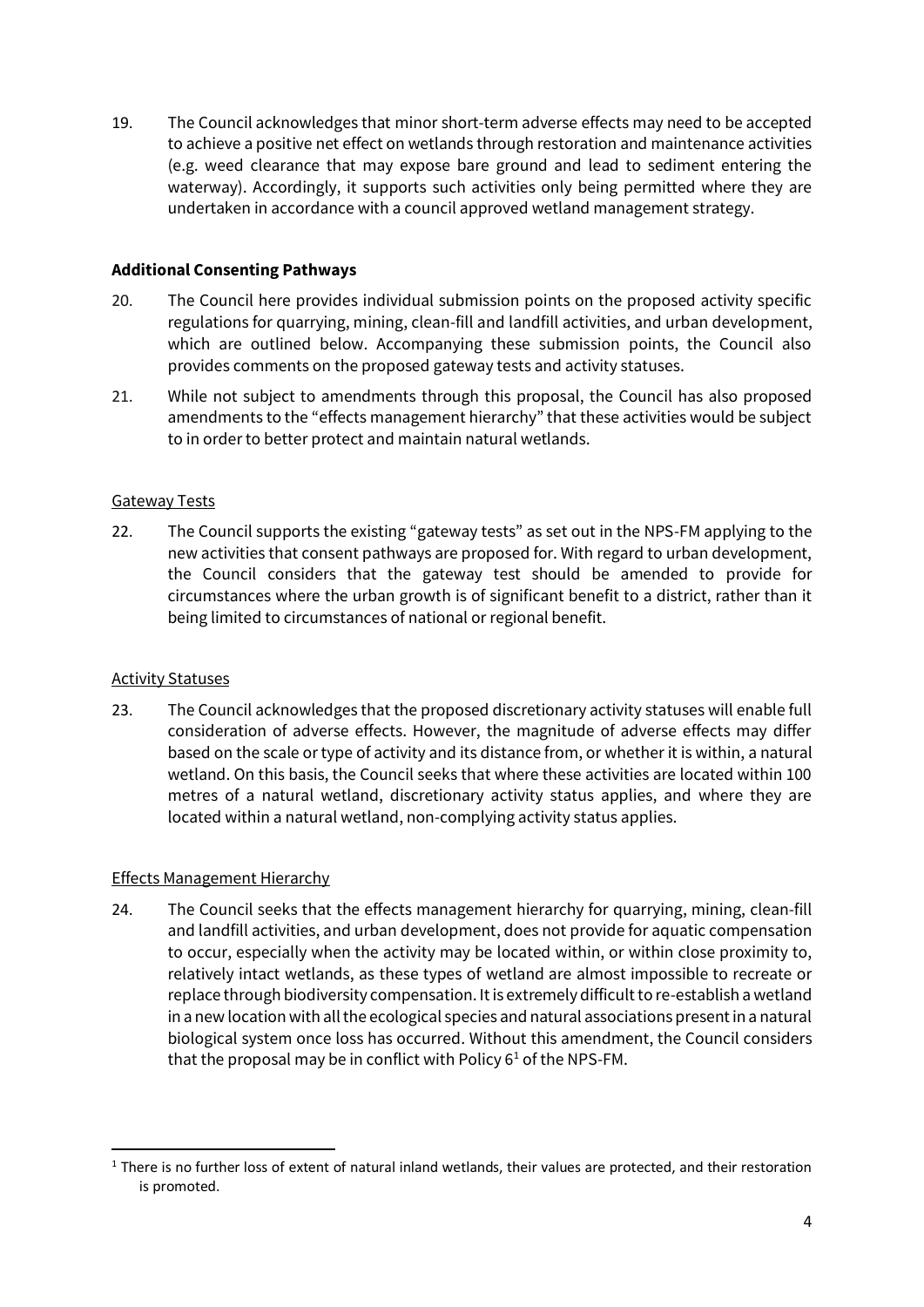19. The Council acknowledges that minor short-term adverse effects may need to be accepted to achieve a positive net effect on wetlands through restoration and maintenance activities (e.g. weed clearance that may expose bare ground and lead to sediment entering the waterway). Accordingly, it supports such activities only being permitted where they are undertaken in accordance with a council approved wetland management strategy.

**Additional Consenting Pathways**

20. The Council here provides individual submission points on the proposed activity specific regulations for quarrying, mining, clean-fill and landfill activities, and urban development, which are outlined below. Accompanying these submission points, the Council also provides comments on the proposed gateway tests and activity statuses.

21. While not subject to amendments through this proposal, the Council has also proposed amendments to the "effects management hierarchy" that these activities would be subject to in order to better protect and maintain natural wetlands.

<u>Gateway Tests</u>

22. The Council supports the existing "gateway tests" as set out in the NPS-FM applying to the new activities that consent pathways are proposed for. With regard to urban development, the Council considers that the gateway test should be amended to provide for circumstances where the urban growth is of significant benefit to a district, rather than it being limited to circumstances of national or regional benefit.

<u>Activity Statuses</u>

23. The Council acknowledges that the proposed discretionary activity statuses will enable full consideration of adverse effects. However, the magnitude of adverse effects may differ based on the scale or type of activity and its distance from, or whether it is within, a natural wetland. On this basis, the Council seeks that where these activities are located within 100 metres of a natural wetland, discretionary activity status applies, and where they are located within a natural wetland, non-complying activity status applies.

<u>Effects Management Hierarchy</u>

24. The Council seeks that the effects management hierarchy for quarrying, mining, clean-fill and landfill activities, and urban development, does not provide for aquatic compensation to occur, especially when the activity may be located within, or within close proximity to, relatively intact wetlands, as these types of wetland are almost impossible to recreate or replace through biodiversity compensation. It is extremely difficult to re-establish a wetland in a new location with all the ecological species and natural associations present in a natural biological system once loss has occurred. Without this amendment, the Council considers that the proposal may be in conflict with Policy 6[1] of the NPS-FM.

[1] There is no further loss of extent of natural inland wetlands, their values are protected, and their restoration is promoted.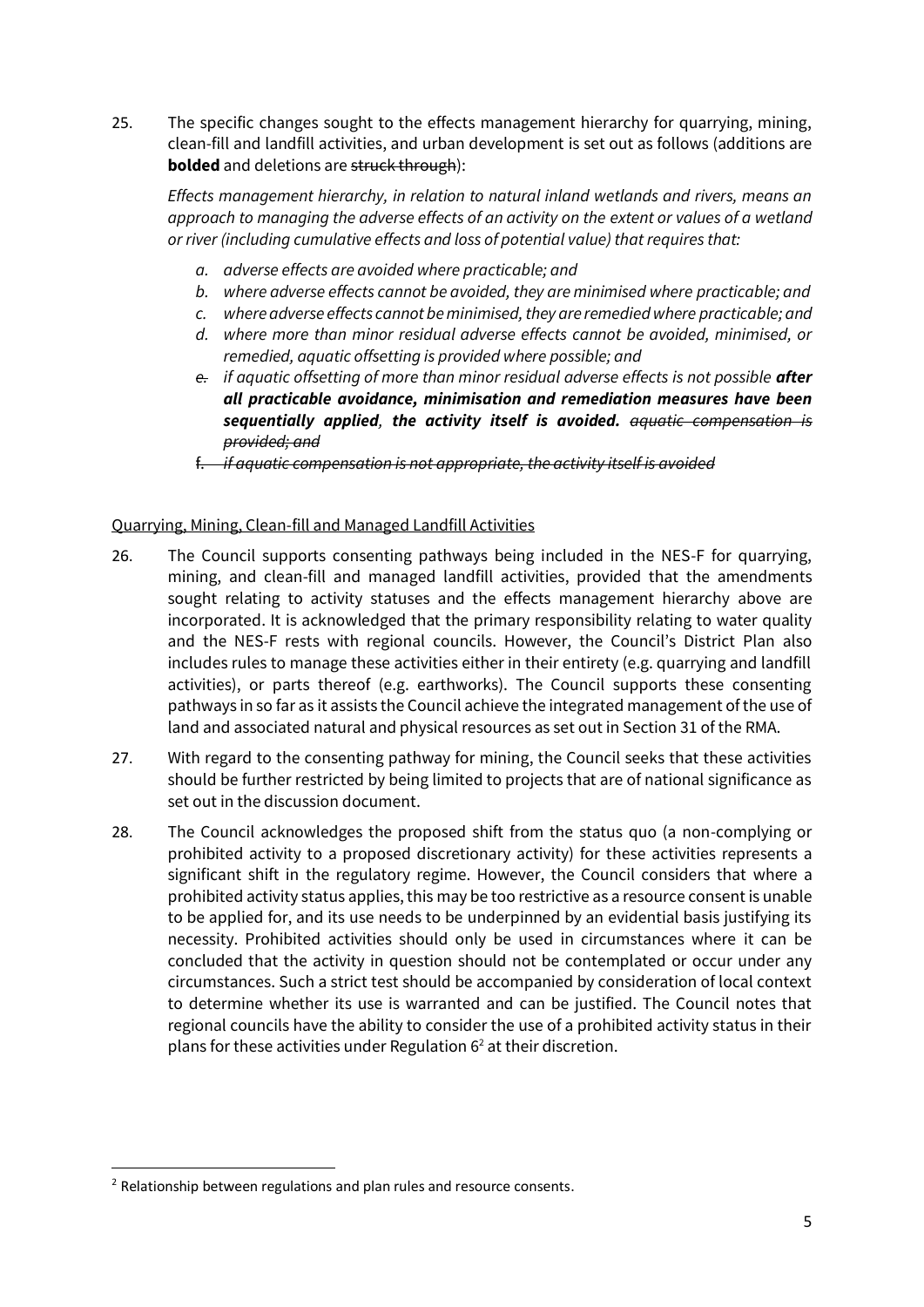25. The specific changes sought to the effects management hierarchy for quarrying, mining, clean-fill and landfill activities, and urban development is set out as follows (additions are **bolded** and deletions are ~~struck through~~):

    *Effects management hierarchy, in relation to natural inland wetlands and rivers, means an approach to managing the adverse effects of an activity on the extent or values of a wetland or river (including cumulative effects and loss of potential value) that requires that:*

    - *a. adverse effects are avoided where practicable; and*
    - *b. where adverse effects cannot be avoided, they are minimised where practicable; and*
    - *c. where adverse effects cannot be minimised, they are remedied where practicable; and*
    - *d. where more than minor residual adverse effects cannot be avoided, minimised, or remedied, aquatic offsetting is provided where possible; and*
    - ~~*e.*~~ *if aquatic offsetting of more than minor residual adverse effects is not possible* ***after all practicable avoidance, minimisation and remediation measures have been sequentially applied****,* ***the activity itself is avoided.*** ~~*aquatic compensation is provided; and*~~
    - ~~*f. if aquatic compensation is not appropriate, the activity itself is avoided*~~

Quarrying, Mining, Clean-fill and Managed Landfill Activities

26. The Council supports consenting pathways being included in the NES-F for quarrying, mining, and clean-fill and managed landfill activities, provided that the amendments sought relating to activity statuses and the effects management hierarchy above are incorporated. It is acknowledged that the primary responsibility relating to water quality and the NES-F rests with regional councils. However, the Council's District Plan also includes rules to manage these activities either in their entirety (e.g. quarrying and landfill activities), or parts thereof (e.g. earthworks). The Council supports these consenting pathways in so far as it assists the Council achieve the integrated management of the use of land and associated natural and physical resources as set out in Section 31 of the RMA.

27. With regard to the consenting pathway for mining, the Council seeks that these activities should be further restricted by being limited to projects that are of national significance as set out in the discussion document.

28. The Council acknowledges the proposed shift from the status quo (a non-complying or prohibited activity to a proposed discretionary activity) for these activities represents a significant shift in the regulatory regime. However, the Council considers that where a prohibited activity status applies, this may be too restrictive as a resource consent is unable to be applied for, and its use needs to be underpinned by an evidential basis justifying its necessity. Prohibited activities should only be used in circumstances where it can be concluded that the activity in question should not be contemplated or occur under any circumstances. Such a strict test should be accompanied by consideration of local context to determine whether its use is warranted and can be justified. The Council notes that regional councils have the ability to consider the use of a prohibited activity status in their plans for these activities under Regulation 6[2] at their discretion.

---

[2] Relationship between regulations and plan rules and resource consents.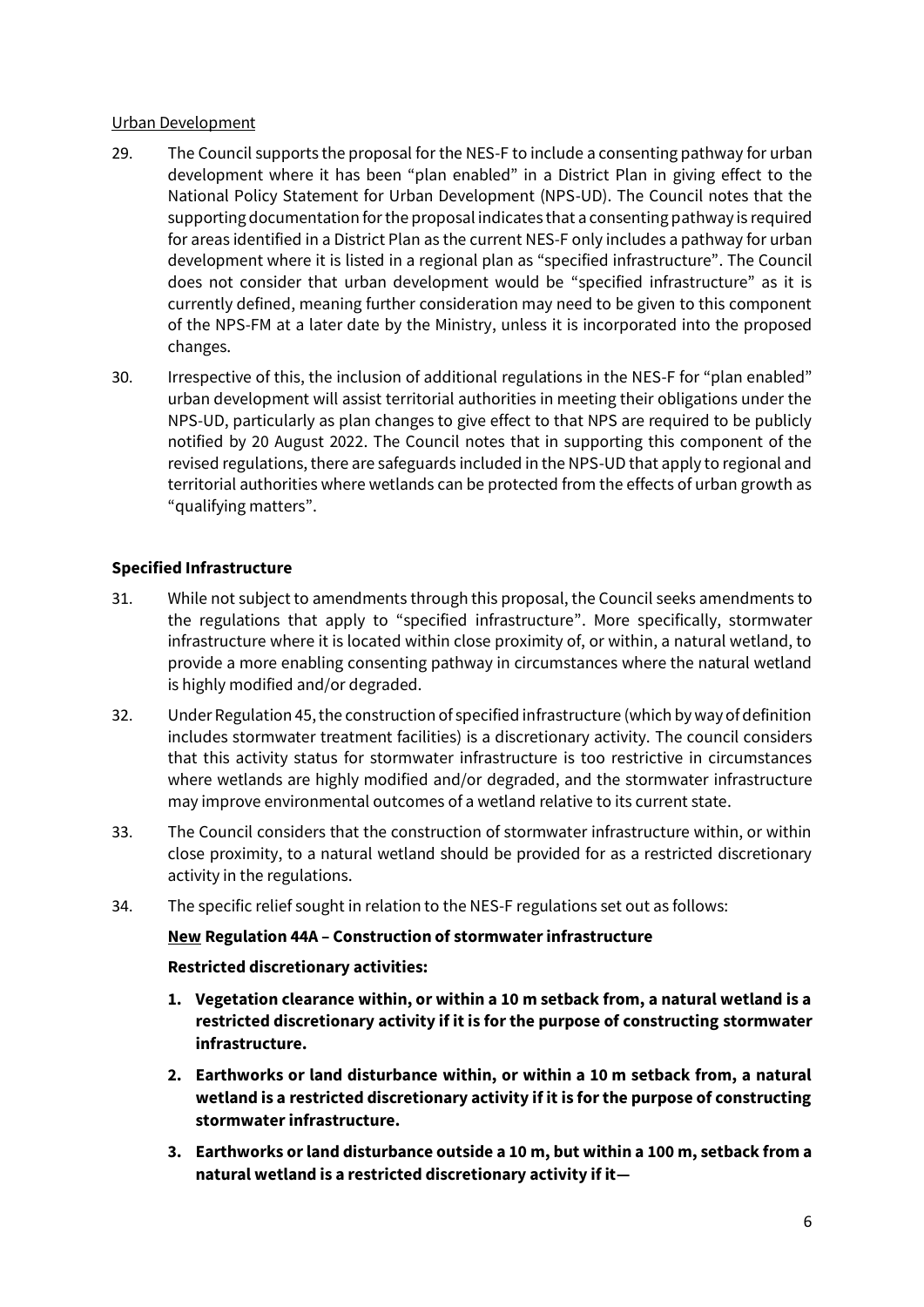Urban Development

29. The Council supports the proposal for the NES-F to include a consenting pathway for urban development where it has been "plan enabled" in a District Plan in giving effect to the National Policy Statement for Urban Development (NPS-UD). The Council notes that the supporting documentation for the proposal indicates that a consenting pathway is required for areas identified in a District Plan as the current NES-F only includes a pathway for urban development where it is listed in a regional plan as "specified infrastructure". The Council does not consider that urban development would be "specified infrastructure" as it is currently defined, meaning further consideration may need to be given to this component of the NPS-FM at a later date by the Ministry, unless it is incorporated into the proposed changes.

30. Irrespective of this, the inclusion of additional regulations in the NES-F for "plan enabled" urban development will assist territorial authorities in meeting their obligations under the NPS-UD, particularly as plan changes to give effect to that NPS are required to be publicly notified by 20 August 2022. The Council notes that in supporting this component of the revised regulations, there are safeguards included in the NPS-UD that apply to regional and territorial authorities where wetlands can be protected from the effects of urban growth as "qualifying matters".

**Specified Infrastructure**

31. While not subject to amendments through this proposal, the Council seeks amendments to the regulations that apply to "specified infrastructure". More specifically, stormwater infrastructure where it is located within close proximity of, or within, a natural wetland, to provide a more enabling consenting pathway in circumstances where the natural wetland is highly modified and/or degraded.

32. Under Regulation 45, the construction of specified infrastructure (which by way of definition includes stormwater treatment facilities) is a discretionary activity. The council considers that this activity status for stormwater infrastructure is too restrictive in circumstances where wetlands are highly modified and/or degraded, and the stormwater infrastructure may improve environmental outcomes of a wetland relative to its current state.

33. The Council considers that the construction of stormwater infrastructure within, or within close proximity, to a natural wetland should be provided for as a restricted discretionary activity in the regulations.

34. The specific relief sought in relation to the NES-F regulations set out as follows:

**<u>New</u> Regulation 44A – Construction of stormwater infrastructure**

**Restricted discretionary activities:**

1. **Vegetation clearance within, or within a 10 m setback from, a natural wetland is a restricted discretionary activity if it is for the purpose of constructing stormwater infrastructure.**
2. **Earthworks or land disturbance within, or within a 10 m setback from, a natural wetland is a restricted discretionary activity if it is for the purpose of constructing stormwater infrastructure.**
3. **Earthworks or land disturbance outside a 10 m, but within a 100 m, setback from a natural wetland is a restricted discretionary activity if it—**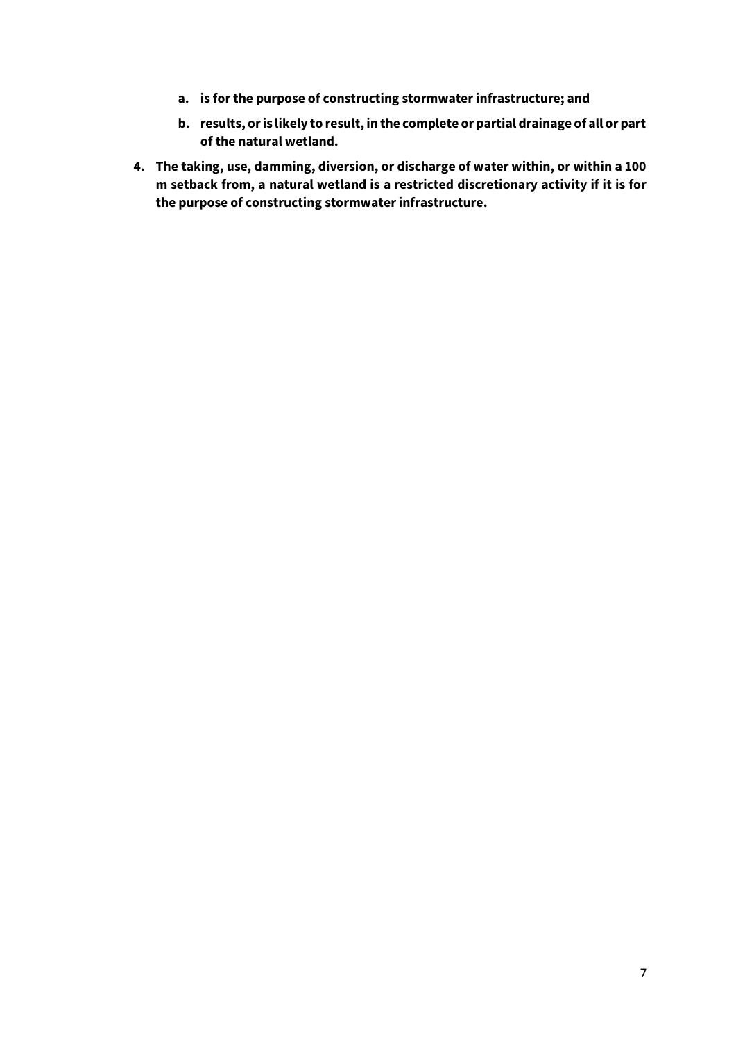a. **is for the purpose of constructing stormwater infrastructure; and**

   b. **results, or is likely to result, in the complete or partial drainage of all or part of the natural wetland.**

4. **The taking, use, damming, diversion, or discharge of water within, or within a 100 m setback from, a natural wetland is a restricted discretionary activity if it is for the purpose of constructing stormwater infrastructure.**